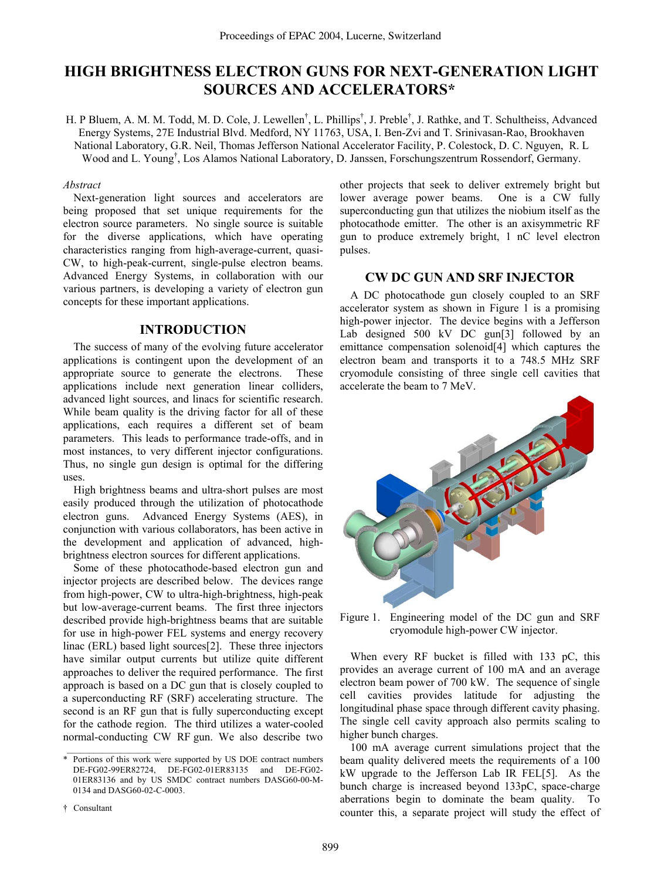# HIGH BRIGHTNESS ELECTRON GUNS FOR NEXT-GENERATION LIGHT SOURCES AND ACCELERATORS*

H. P Bluem, A. M. M. Todd, M. D. Cole, J. Lewellen[†], L. Phillips[†], J. Preble[†], J. Rathke, and T. Schultheiss, Advanced Energy Systems, 27E Industrial Blvd. Medford, NY 11763, USA, I. Ben-Zvi and T. Srinivasan-Rao, Brookhaven National Laboratory, G.R. Neil, Thomas Jefferson National Accelerator Facility, P. Colestock, D. C. Nguyen, R. L Wood and L. Young[†], Los Alamos National Laboratory, D. Janssen, Forschungszentrum Rossendorf, Germany.

*Abstract*

Next-generation light sources and accelerators are being proposed that set unique requirements for the electron source parameters. No single source is suitable for the diverse applications, which have operating characteristics ranging from high-average-current, quasi-CW, to high-peak-current, single-pulse electron beams. Advanced Energy Systems, in collaboration with our various partners, is developing a variety of electron gun concepts for these important applications.

## INTRODUCTION

The success of many of the evolving future accelerator applications is contingent upon the development of an appropriate source to generate the electrons. These applications include next generation linear colliders, advanced light sources, and linacs for scientific research. While beam quality is the driving factor for all of these applications, each requires a different set of beam parameters. This leads to performance trade-offs, and in most instances, to very different injector configurations. Thus, no single gun design is optimal for the differing uses.

High brightness beams and ultra-short pulses are most easily produced through the utilization of photocathode electron guns. Advanced Energy Systems (AES), in conjunction with various collaborators, has been active in the development and application of advanced, high-brightness electron sources for different applications.

Some of these photocathode-based electron gun and injector projects are described below. The devices range from high-power, CW to ultra-high-brightness, high-peak but low-average-current beams. The first three injectors described provide high-brightness beams that are suitable for use in high-power FEL systems and energy recovery linac (ERL) based light sources[2]. These three injectors have similar output currents but utilize quite different approaches to deliver the required performance. The first approach is based on a DC gun that is closely coupled to a superconducting RF (SRF) accelerating structure. The second is an RF gun that is fully superconducting except for the cathode region. The third utilizes a water-cooled normal-conducting CW RF gun. We also describe two other projects that seek to deliver extremely bright but lower average power beams. One is a CW fully superconducting gun that utilizes the niobium itself as the photocathode emitter. The other is an axisymmetric RF gun to produce extremely bright, 1 nC level electron pulses.

## CW DC GUN AND SRF INJECTOR

A DC photocathode gun closely coupled to an SRF accelerator system as shown in Figure 1 is a promising high-power injector. The device begins with a Jefferson Lab designed 500 kV DC gun[3] followed by an emittance compensation solenoid[4] which captures the electron beam and transports it to a 748.5 MHz SRF cryomodule consisting of three single cell cavities that accelerate the beam to 7 MeV.

Figure 1. Engineering model of the DC gun and SRF cryomodule high-power CW injector.

When every RF bucket is filled with 133 pC, this provides an average current of 100 mA and an average electron beam power of 700 kW. The sequence of single cell cavities provides latitude for adjusting the longitudinal phase space through different cavity phasing. The single cell cavity approach also permits scaling to higher bunch charges.

100 mA average current simulations project that the beam quality delivered meets the requirements of a 100 kW upgrade to the Jefferson Lab IR FEL[5]. As the bunch charge is increased beyond 133pC, space-charge aberrations begin to dominate the beam quality. To counter this, a separate project will study the effect of

---

\* Portions of this work were supported by US DOE contract numbers DE-FG02-99ER82724, DE-FG02-01ER83135 and DE-FG02-01ER83136 and by US SMDC contract numbers DASG60-00-M-0134 and DASG60-02-C-0003.

† Consultant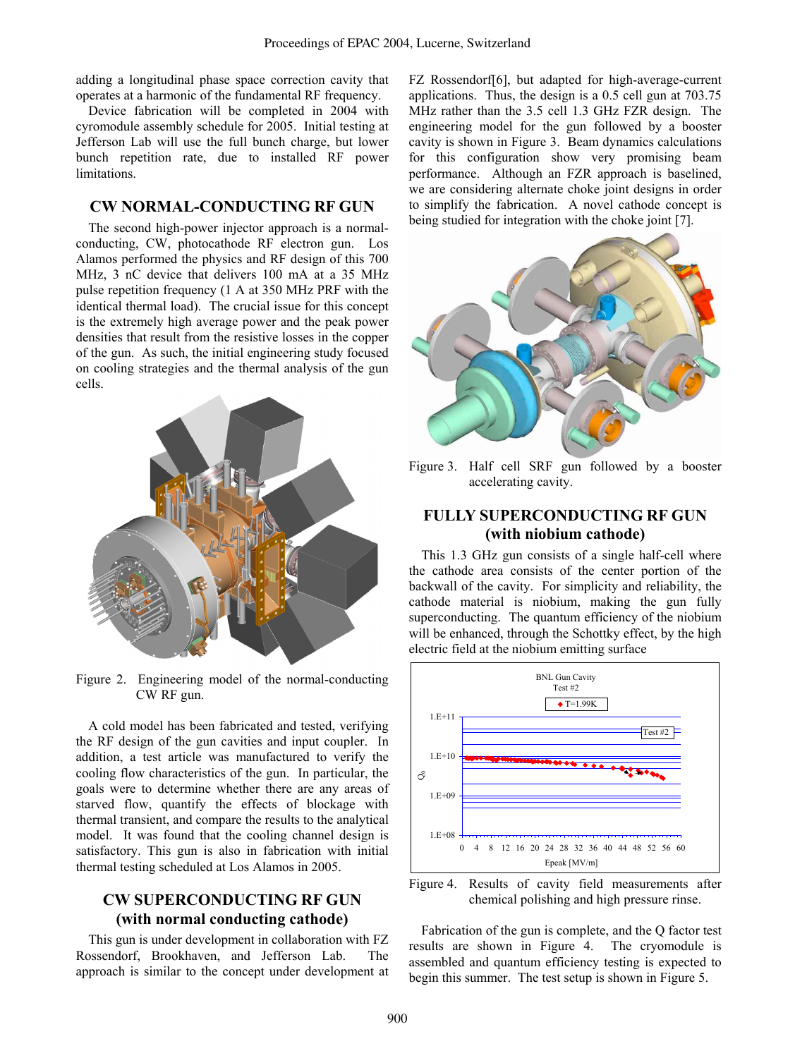adding a longitudinal phase space correction cavity that operates at a harmonic of the fundamental RF frequency.

Device fabrication will be completed in 2004 with cyromodule assembly schedule for 2005. Initial testing at Jefferson Lab will use the full bunch charge, but lower bunch repetition rate, due to installed RF power limitations.

## CW NORMAL-CONDUCTING RF GUN

The second high-power injector approach is a normal-conducting, CW, photocathode RF electron gun. Los Alamos performed the physics and RF design of this 700 MHz, 3 nC device that delivers 100 mA at a 35 MHz pulse repetition frequency (1 A at 350 MHz PRF with the identical thermal load). The crucial issue for this concept is the extremely high average power and the peak power densities that result from the resistive losses in the copper of the gun. As such, the initial engineering study focused on cooling strategies and the thermal analysis of the gun cells.

Figure 2. Engineering model of the normal-conducting CW RF gun.

A cold model has been fabricated and tested, verifying the RF design of the gun cavities and input coupler. In addition, a test article was manufactured to verify the cooling flow characteristics of the gun. In particular, the goals were to determine whether there are any areas of starved flow, quantify the effects of blockage with thermal transient, and compare the results to the analytical model. It was found that the cooling channel design is satisfactory. This gun is also in fabrication with initial thermal testing scheduled at Los Alamos in 2005.

## CW SUPERCONDUCTING RF GUN (with normal conducting cathode)

This gun is under development in collaboration with FZ Rossendorf, Brookhaven, and Jefferson Lab. The approach is similar to the concept under development at FZ Rossendorf[6], but adapted for high-average-current applications. Thus, the design is a 0.5 cell gun at 703.75 MHz rather than the 3.5 cell 1.3 GHz FZR design. The engineering model for the gun followed by a booster cavity is shown in Figure 3. Beam dynamics calculations for this configuration show very promising beam performance. Although an FZR approach is baselined, we are considering alternate choke joint designs in order to simplify the fabrication. A novel cathode concept is being studied for integration with the choke joint [7].

Figure 3. Half cell SRF gun followed by a booster accelerating cavity.

## FULLY SUPERCONDUCTING RF GUN (with niobium cathode)

This 1.3 GHz gun consists of a single half-cell where the cathode area consists of the center portion of the backwall of the cavity. For simplicity and reliability, the cathode material is niobium, making the gun fully superconducting. The quantum efficiency of the niobium will be enhanced, through the Schottky effect, by the high electric field at the niobium emitting surface

Figure 4. Results of cavity field measurements after chemical polishing and high pressure rinse.

Fabrication of the gun is complete, and the Q factor test results are shown in Figure 4. The cryomodule is assembled and quantum efficiency testing is expected to begin this summer. The test setup is shown in Figure 5.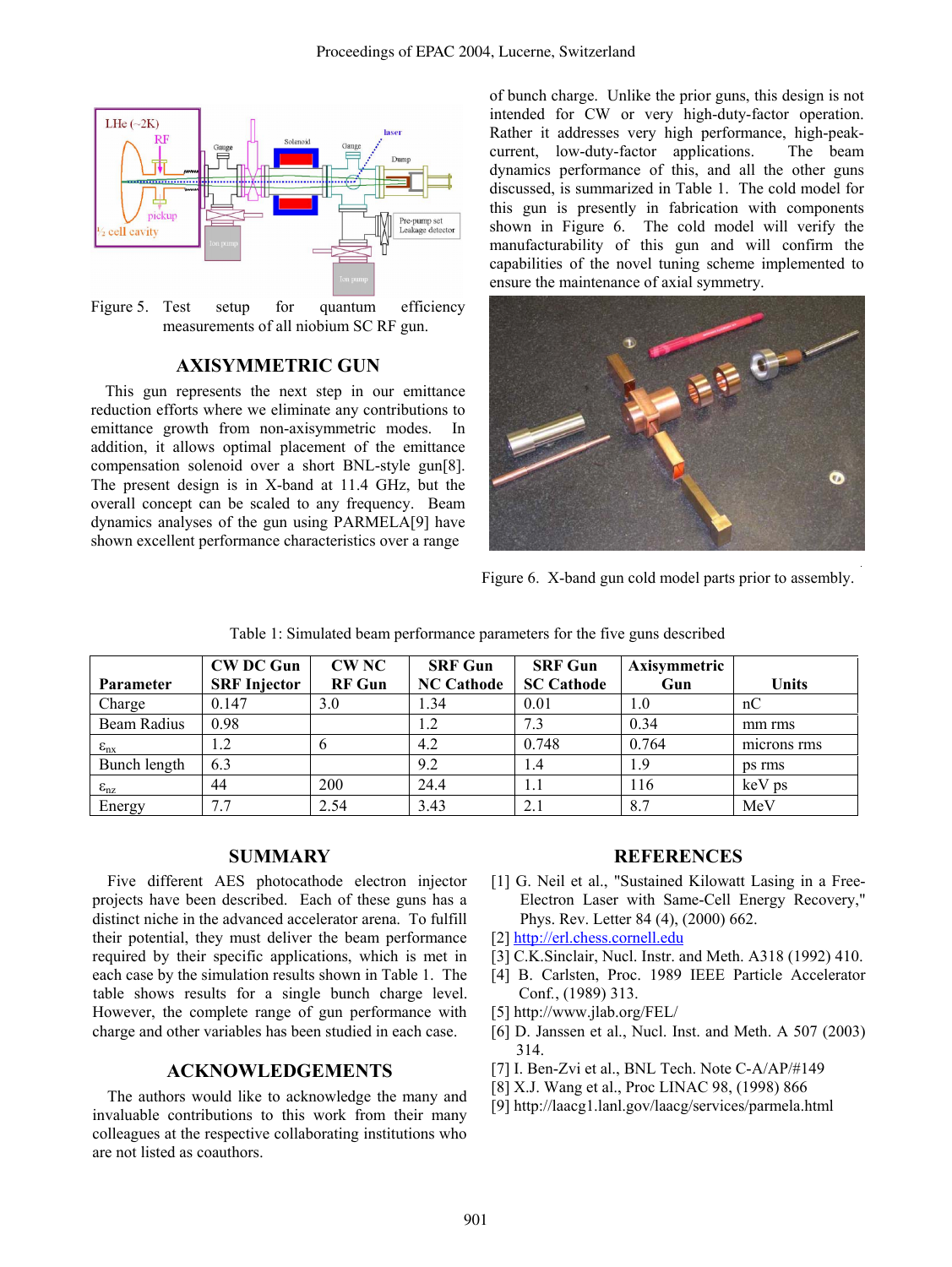Figure 5. Test setup for quantum efficiency measurements of all niobium SC RF gun.

## AXISYMMETRIC GUN

This gun represents the next step in our emittance reduction efforts where we eliminate any contributions to emittance growth from non-axisymmetric modes. In addition, it allows optimal placement of the emittance compensation solenoid over a short BNL-style gun[8]. The present design is in X-band at 11.4 GHz, but the overall concept can be scaled to any frequency. Beam dynamics analyses of the gun using PARMELA[9] have shown excellent performance characteristics over a range of bunch charge. Unlike the prior guns, this design is not intended for CW or very high-duty-factor operation. Rather it addresses very high performance, high-peak-current, low-duty-factor applications. The beam dynamics performance of this, and all the other guns discussed, is summarized in Table 1. The cold model for this gun is presently in fabrication with components shown in Figure 6. The cold model will verify the manufacturability of this gun and will confirm the capabilities of the novel tuning scheme implemented to ensure the maintenance of axial symmetry.

Figure 6. X-band gun cold model parts prior to assembly.

Table 1: Simulated beam performance parameters for the five guns described

| Parameter | CW DC Gun SRF Injector | CW NC RF Gun | SRF Gun NC Cathode | SRF Gun SC Cathode | Axisymmetric Gun | Units |
|---|---|---|---|---|---|---|
| Charge | 0.147 | 3.0 | 1.34 | 0.01 | 1.0 | nC |
| Beam Radius | 0.98 | | 1.2 | 7.3 | 0.34 | mm rms |
| $\varepsilon_{nx}$ | 1.2 | 6 | 4.2 | 0.748 | 0.764 | microns rms |
| Bunch length | 6.3 | | 9.2 | 1.4 | 1.9 | ps rms |
| $\varepsilon_{nz}$ | 44 | 200 | 24.4 | 1.1 | 116 | keV ps |
| Energy | 7.7 | 2.54 | 3.43 | 2.1 | 8.7 | MeV |

## SUMMARY

Five different AES photocathode electron injector projects have been described. Each of these guns has a distinct niche in the advanced accelerator arena. To fulfill their potential, they must deliver the beam performance required by their specific applications, which is met in each case by the simulation results shown in Table 1. The table shows results for a single bunch charge level. However, the complete range of gun performance with charge and other variables has been studied in each case.

## ACKNOWLEDGEMENTS

The authors would like to acknowledge the many and invaluable contributions to this work from their many colleagues at the respective collaborating institutions who are not listed as coauthors.

## REFERENCES

[1] G. Neil et al., "Sustained Kilowatt Lasing in a Free-Electron Laser with Same-Cell Energy Recovery," Phys. Rev. Letter 84 (4), (2000) 662.
[2] http://erl.chess.cornell.edu
[3] C.K.Sinclair, Nucl. Instr. and Meth. A318 (1992) 410.
[4] B. Carlsten, Proc. 1989 IEEE Particle Accelerator Conf., (1989) 313.
[5] http://www.jlab.org/FEL/
[6] D. Janssen et al., Nucl. Inst. and Meth. A 507 (2003) 314.
[7] I. Ben-Zvi et al., BNL Tech. Note C-A/AP/#149
[8] X.J. Wang et al., Proc LINAC 98, (1998) 866
[9] http://laacg1.lanl.gov/laacg/services/parmela.html